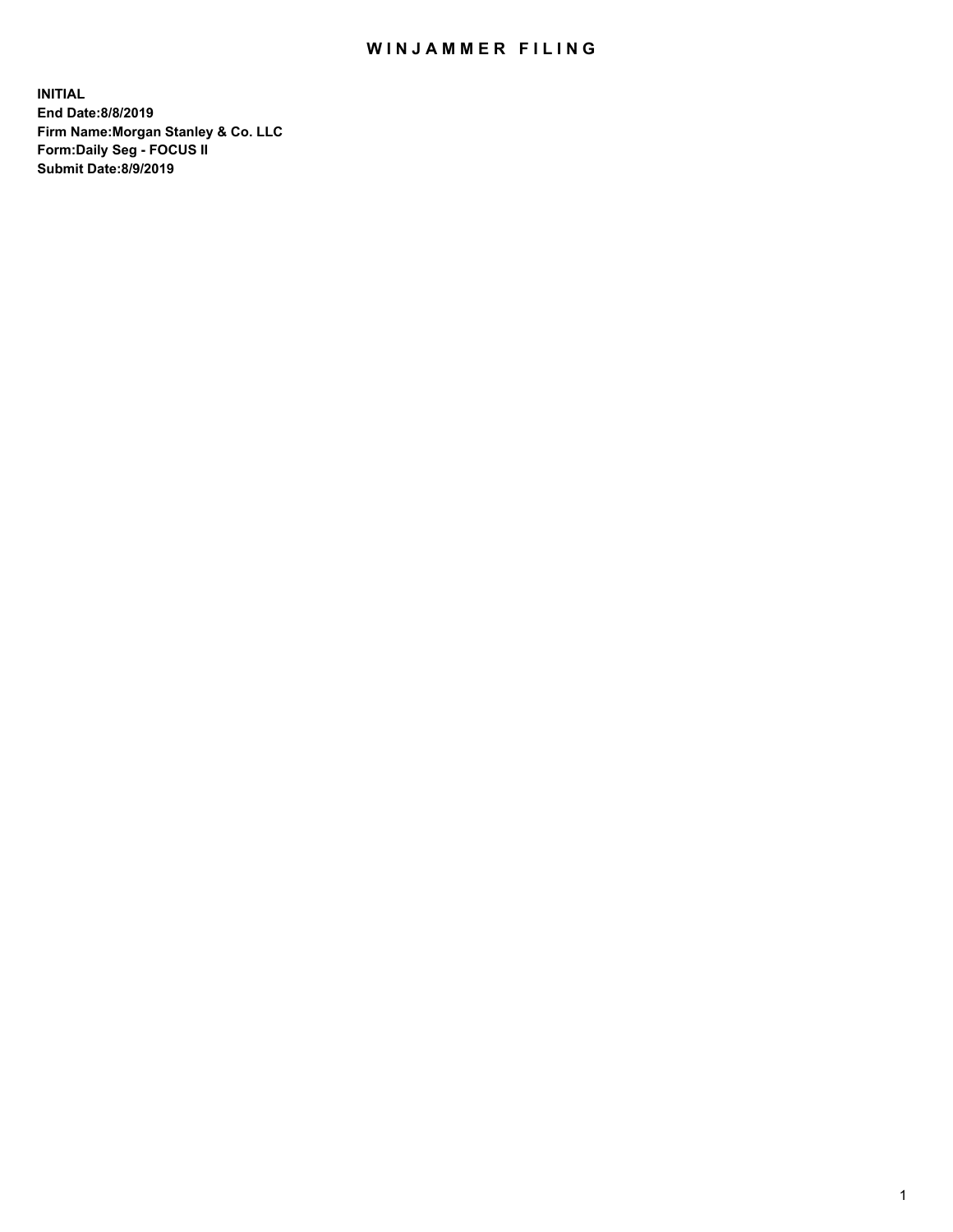# WINJAMMER FILING

**INITIAL**
**End Date:8/8/2019**
**Firm Name:Morgan Stanley & Co. LLC**
**Form:Daily Seg - FOCUS II**
**Submit Date:8/9/2019**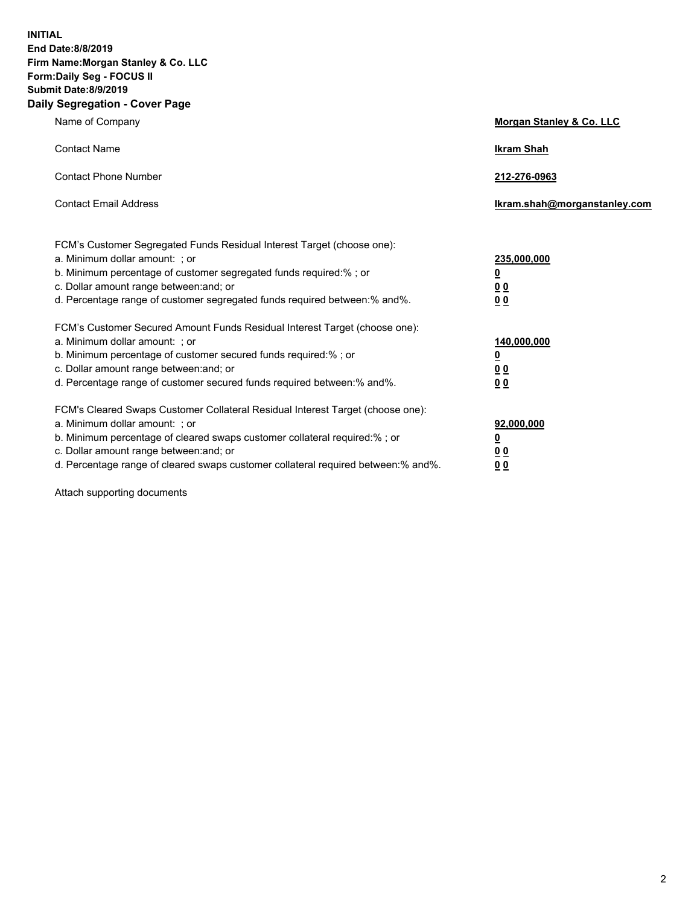**INITIAL**
**End Date:8/8/2019**
**Firm Name:Morgan Stanley & Co. LLC**
**Form:Daily Seg - FOCUS II**
**Submit Date:8/9/2019**

## Daily Segregation - Cover Page

| | |
|---|---|
| Name of Company | **Morgan Stanley & Co. LLC** |
| Contact Name | **Ikram Shah** |
| Contact Phone Number | **212-276-0963** |
| Contact Email Address | **Ikram.shah@morganstanley.com** |

| | |
|---|---|
| FCM's Customer Segregated Funds Residual Interest Target (choose one): | |
| a. Minimum dollar amount: ; or | **235,000,000** |
| b. Minimum percentage of customer segregated funds required:% ; or | **0** |
| c. Dollar amount range between:and; or | **0 0** |
| d. Percentage range of customer segregated funds required between:% and%. | **0 0** |

| | |
|---|---|
| FCM's Customer Secured Amount Funds Residual Interest Target (choose one): | |
| a. Minimum dollar amount: ; or | **140,000,000** |
| b. Minimum percentage of customer secured funds required:% ; or | **0** |
| c. Dollar amount range between:and; or | **0 0** |
| d. Percentage range of customer secured funds required between:% and%. | **0 0** |

| | |
|---|---|
| FCM's Cleared Swaps Customer Collateral Residual Interest Target (choose one): | |
| a. Minimum dollar amount: ; or | **92,000,000** |
| b. Minimum percentage of cleared swaps customer collateral required:% ; or | **0** |
| c. Dollar amount range between:and; or | **0 0** |
| d. Percentage range of cleared swaps customer collateral required between:% and%. | **0 0** |

Attach supporting documents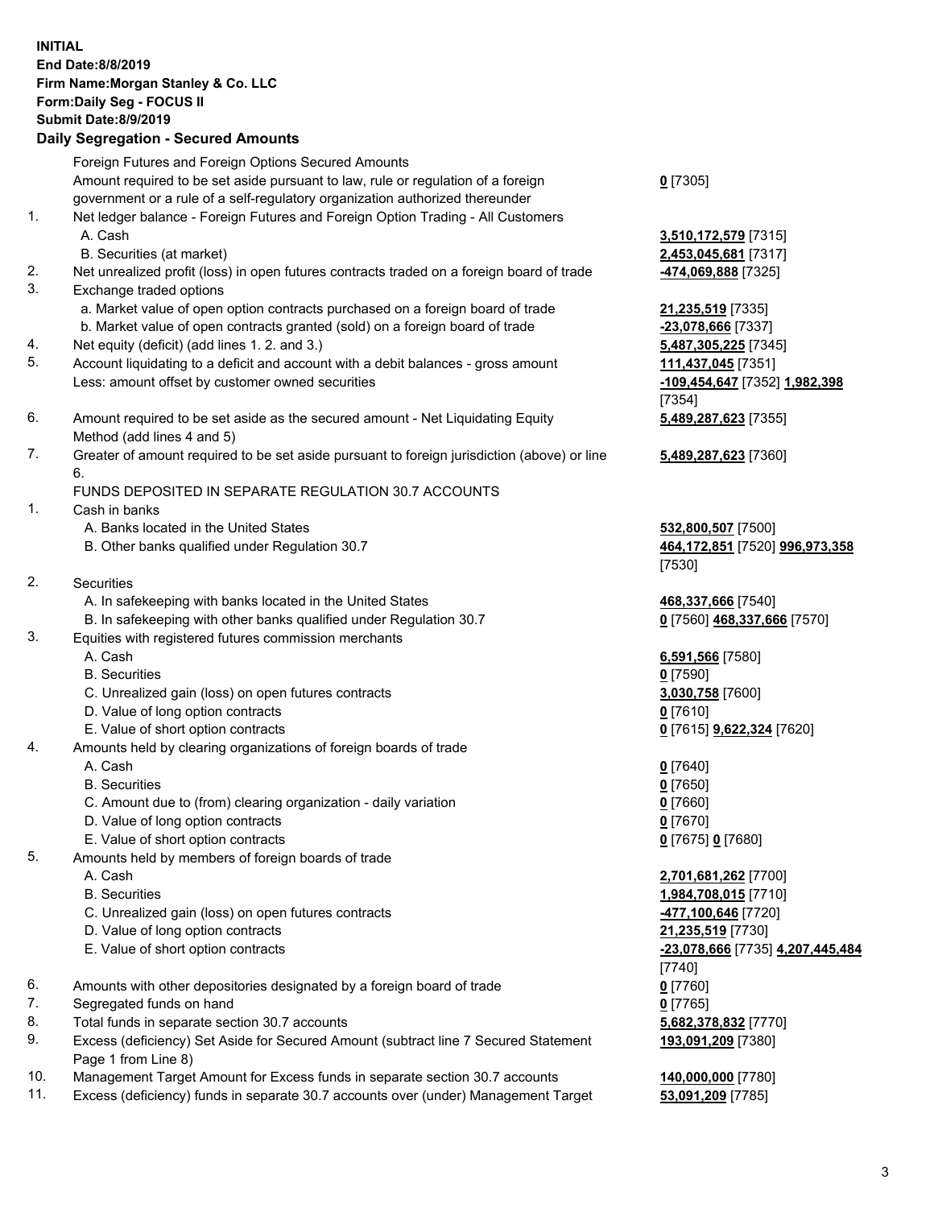**INITIAL**
**End Date:8/8/2019**
**Firm Name:Morgan Stanley & Co. LLC**
**Form:Daily Seg - FOCUS II**
**Submit Date:8/9/2019**

## Daily Segregation - Secured Amounts

| | | |
|---|---|---|
| | Foreign Futures and Foreign Options Secured Amounts | |
| | Amount required to be set aside pursuant to law, rule or regulation of a foreign government or a rule of a self-regulatory organization authorized thereunder | **0** [7305] |
| 1. | Net ledger balance - Foreign Futures and Foreign Option Trading - All Customers | |
| | A. Cash | **3,510,172,579** [7315] |
| | B. Securities (at market) | **2,453,045,681** [7317] |
| 2. | Net unrealized profit (loss) in open futures contracts traded on a foreign board of trade | **-474,069,888** [7325] |
| 3. | Exchange traded options | |
| | a. Market value of open option contracts purchased on a foreign board of trade | **21,235,519** [7335] |
| | b. Market value of open contracts granted (sold) on a foreign board of trade | **-23,078,666** [7337] |
| 4. | Net equity (deficit) (add lines 1. 2. and 3.) | **5,487,305,225** [7345] |
| 5. | Account liquidating to a deficit and account with a debit balances - gross amount | **111,437,045** [7351] |
| | Less: amount offset by customer owned securities | **-109,454,647** [7352] **1,982,398** [7354] |
| 6. | Amount required to be set aside as the secured amount - Net Liquidating Equity Method (add lines 4 and 5) | **5,489,287,623** [7355] |
| 7. | Greater of amount required to be set aside pursuant to foreign jurisdiction (above) or line 6. | **5,489,287,623** [7360] |
| | FUNDS DEPOSITED IN SEPARATE REGULATION 30.7 ACCOUNTS | |
| 1. | Cash in banks | |
| | A. Banks located in the United States | **532,800,507** [7500] |
| | B. Other banks qualified under Regulation 30.7 | **464,172,851** [7520] **996,973,358** [7530] |
| 2. | Securities | |
| | A. In safekeeping with banks located in the United States | **468,337,666** [7540] |
| | B. In safekeeping with other banks qualified under Regulation 30.7 | **0** [7560] **468,337,666** [7570] |
| 3. | Equities with registered futures commission merchants | |
| | A. Cash | **6,591,566** [7580] |
| | B. Securities | **0** [7590] |
| | C. Unrealized gain (loss) on open futures contracts | **3,030,758** [7600] |
| | D. Value of long option contracts | **0** [7610] |
| | E. Value of short option contracts | **0** [7615] **9,622,324** [7620] |
| 4. | Amounts held by clearing organizations of foreign boards of trade | |
| | A. Cash | **0** [7640] |
| | B. Securities | **0** [7650] |
| | C. Amount due to (from) clearing organization - daily variation | **0** [7660] |
| | D. Value of long option contracts | **0** [7670] |
| | E. Value of short option contracts | **0** [7675] **0** [7680] |
| 5. | Amounts held by members of foreign boards of trade | |
| | A. Cash | **2,701,681,262** [7700] |
| | B. Securities | **1,984,708,015** [7710] |
| | C. Unrealized gain (loss) on open futures contracts | **-477,100,646** [7720] |
| | D. Value of long option contracts | **21,235,519** [7730] |
| | E. Value of short option contracts | **-23,078,666** [7735] **4,207,445,484** [7740] |
| 6. | Amounts with other depositories designated by a foreign board of trade | **0** [7760] |
| 7. | Segregated funds on hand | **0** [7765] |
| 8. | Total funds in separate section 30.7 accounts | **5,682,378,832** [7770] |
| 9. | Excess (deficiency) Set Aside for Secured Amount (subtract line 7 Secured Statement Page 1 from Line 8) | **193,091,209** [7380] |
| 10. | Management Target Amount for Excess funds in separate section 30.7 accounts | **140,000,000** [7780] |
| 11. | Excess (deficiency) funds in separate 30.7 accounts over (under) Management Target | **53,091,209** [7785] |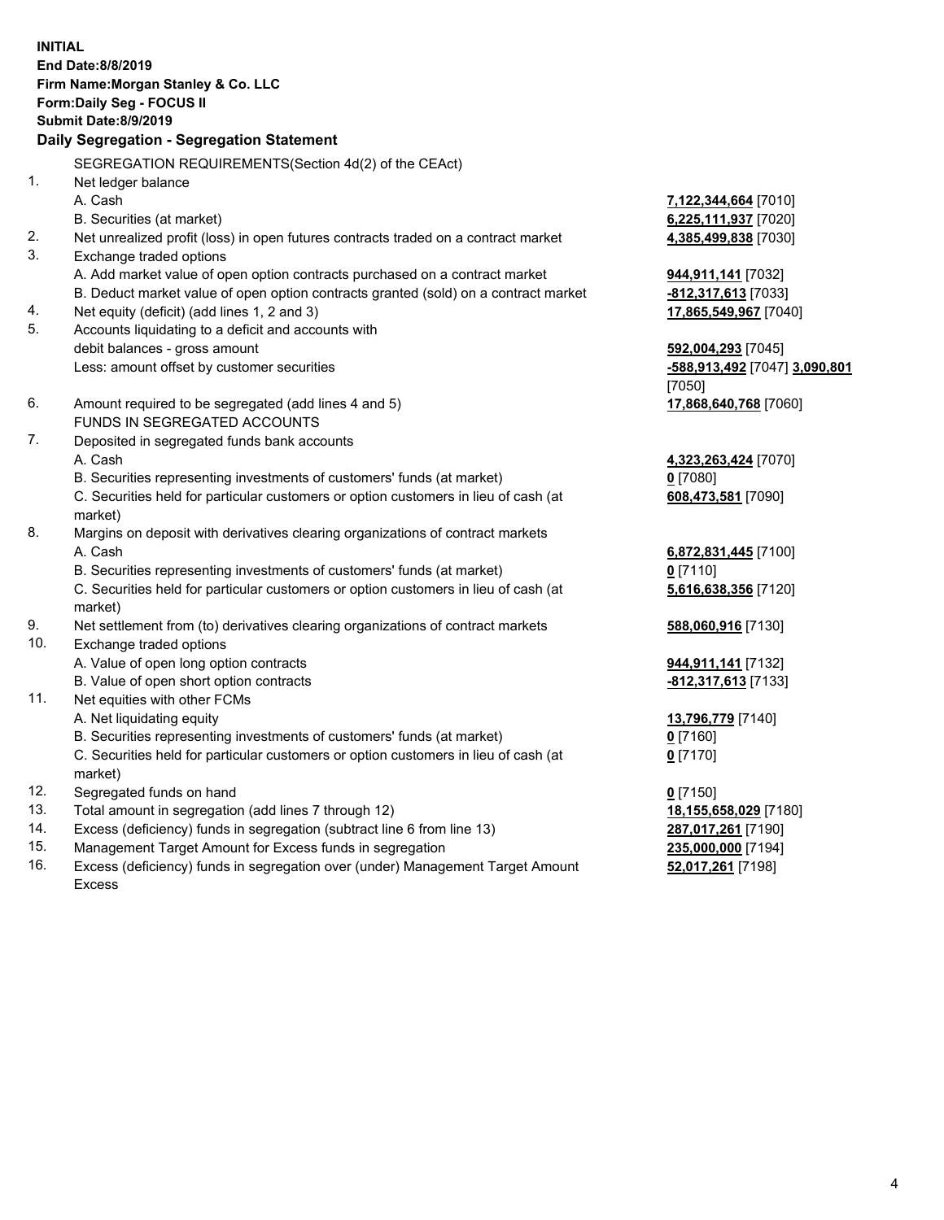**INITIAL**
**End Date:8/8/2019**
**Firm Name:Morgan Stanley & Co. LLC**
**Form:Daily Seg - FOCUS II**
**Submit Date:8/9/2019**

### Daily Segregation - Segregation Statement

SEGREGATION REQUIREMENTS(Section 4d(2) of the CEAct)

| | | |
|---|---|---|
| 1. | Net ledger balance | |
| | A. Cash | **7,122,344,664** [7010] |
| | B. Securities (at market) | **6,225,111,937** [7020] |
| 2. | Net unrealized profit (loss) in open futures contracts traded on a contract market | **4,385,499,838** [7030] |
| 3. | Exchange traded options | |
| | A. Add market value of open option contracts purchased on a contract market | **944,911,141** [7032] |
| | B. Deduct market value of open option contracts granted (sold) on a contract market | **-812,317,613** [7033] |
| 4. | Net equity (deficit) (add lines 1, 2 and 3) | **17,865,549,967** [7040] |
| 5. | Accounts liquidating to a deficit and accounts with debit balances - gross amount | **592,004,293** [7045] |
| | Less: amount offset by customer securities | **-588,913,492** [7047] **3,090,801** [7050] |
| 6. | Amount required to be segregated (add lines 4 and 5) | **17,868,640,768** [7060] |
| | FUNDS IN SEGREGATED ACCOUNTS | |
| 7. | Deposited in segregated funds bank accounts | |
| | A. Cash | **4,323,263,424** [7070] |
| | B. Securities representing investments of customers' funds (at market) | **0** [7080] |
| | C. Securities held for particular customers or option customers in lieu of cash (at market) | **608,473,581** [7090] |
| 8. | Margins on deposit with derivatives clearing organizations of contract markets | |
| | A. Cash | **6,872,831,445** [7100] |
| | B. Securities representing investments of customers' funds (at market) | **0** [7110] |
| | C. Securities held for particular customers or option customers in lieu of cash (at market) | **5,616,638,356** [7120] |
| 9. | Net settlement from (to) derivatives clearing organizations of contract markets | **588,060,916** [7130] |
| 10. | Exchange traded options | |
| | A. Value of open long option contracts | **944,911,141** [7132] |
| | B. Value of open short option contracts | **-812,317,613** [7133] |
| 11. | Net equities with other FCMs | |
| | A. Net liquidating equity | **13,796,779** [7140] |
| | B. Securities representing investments of customers' funds (at market) | **0** [7160] |
| | C. Securities held for particular customers or option customers in lieu of cash (at market) | **0** [7170] |
| 12. | Segregated funds on hand | **0** [7150] |
| 13. | Total amount in segregation (add lines 7 through 12) | **18,155,658,029** [7180] |
| 14. | Excess (deficiency) funds in segregation (subtract line 6 from line 13) | **287,017,261** [7190] |
| 15. | Management Target Amount for Excess funds in segregation | **235,000,000** [7194] |
| 16. | Excess (deficiency) funds in segregation over (under) Management Target Amount Excess | **52,017,261** [7198] |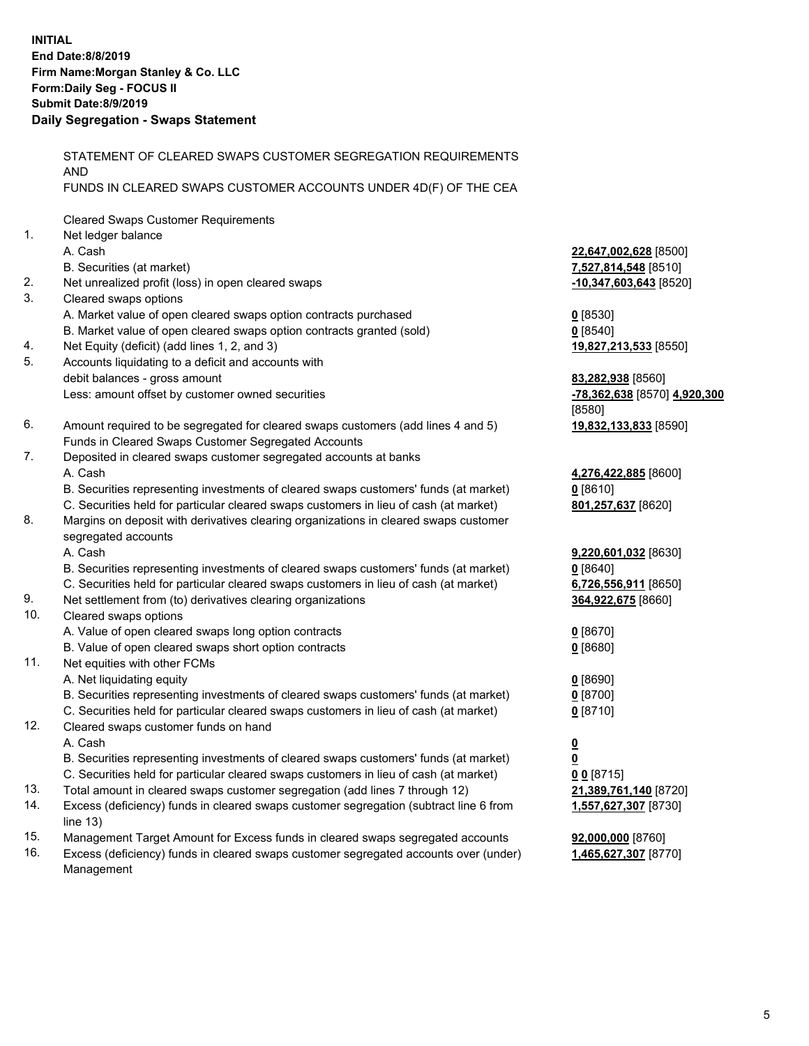**INITIAL**
**End Date:8/8/2019**
**Firm Name:Morgan Stanley & Co. LLC**
**Form:Daily Seg - FOCUS II**
**Submit Date:8/9/2019**
**Daily Segregation - Swaps Statement**

STATEMENT OF CLEARED SWAPS CUSTOMER SEGREGATION REQUIREMENTS AND FUNDS IN CLEARED SWAPS CUSTOMER ACCOUNTS UNDER 4D(F) OF THE CEA

| | | |
|---|---|---|
| | Cleared Swaps Customer Requirements | |
| 1. | Net ledger balance | |
| | A. Cash | **22,647,002,628** [8500] |
| | B. Securities (at market) | **7,527,814,548** [8510] |
| 2. | Net unrealized profit (loss) in open cleared swaps | **-10,347,603,643** [8520] |
| 3. | Cleared swaps options | |
| | A. Market value of open cleared swaps option contracts purchased | **0** [8530] |
| | B. Market value of open cleared swaps option contracts granted (sold) | **0** [8540] |
| 4. | Net Equity (deficit) (add lines 1, 2, and 3) | **19,827,213,533** [8550] |
| 5. | Accounts liquidating to a deficit and accounts with debit balances - gross amount | **83,282,938** [8560] |
| | Less: amount offset by customer owned securities | **-78,362,638** [8570] **4,920,300** [8580] |
| 6. | Amount required to be segregated for cleared swaps customers (add lines 4 and 5) | **19,832,133,833** [8590] |
| | Funds in Cleared Swaps Customer Segregated Accounts | |
| 7. | Deposited in cleared swaps customer segregated accounts at banks | |
| | A. Cash | **4,276,422,885** [8600] |
| | B. Securities representing investments of cleared swaps customers' funds (at market) | **0** [8610] |
| | C. Securities held for particular cleared swaps customers in lieu of cash (at market) | **801,257,637** [8620] |
| 8. | Margins on deposit with derivatives clearing organizations in cleared swaps customer segregated accounts | |
| | A. Cash | **9,220,601,032** [8630] |
| | B. Securities representing investments of cleared swaps customers' funds (at market) | **0** [8640] |
| | C. Securities held for particular cleared swaps customers in lieu of cash (at market) | **6,726,556,911** [8650] |
| 9. | Net settlement from (to) derivatives clearing organizations | **364,922,675** [8660] |
| 10. | Cleared swaps options | |
| | A. Value of open cleared swaps long option contracts | **0** [8670] |
| | B. Value of open cleared swaps short option contracts | **0** [8680] |
| 11. | Net equities with other FCMs | |
| | A. Net liquidating equity | **0** [8690] |
| | B. Securities representing investments of cleared swaps customers' funds (at market) | **0** [8700] |
| | C. Securities held for particular cleared swaps customers in lieu of cash (at market) | **0** [8710] |
| 12. | Cleared swaps customer funds on hand | |
| | A. Cash | **0** |
| | B. Securities representing investments of cleared swaps customers' funds (at market) | **0** |
| | C. Securities held for particular cleared swaps customers in lieu of cash (at market) | **0** **0** [8715] |
| 13. | Total amount in cleared swaps customer segregation (add lines 7 through 12) | **21,389,761,140** [8720] |
| 14. | Excess (deficiency) funds in cleared swaps customer segregation (subtract line 6 from line 13) | **1,557,627,307** [8730] |
| 15. | Management Target Amount for Excess funds in cleared swaps segregated accounts | **92,000,000** [8760] |
| 16. | Excess (deficiency) funds in cleared swaps customer segregated accounts over (under) Management | **1,465,627,307** [8770] |